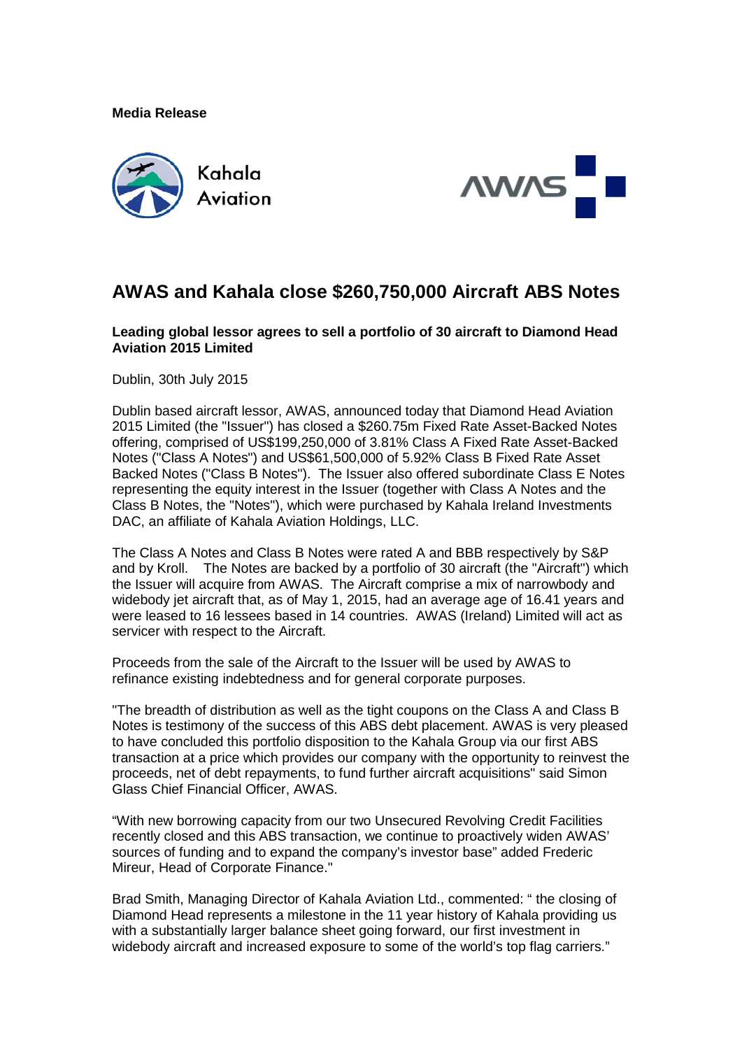**Media Release**

Kahala Aviation

AWAS

# AWAS and Kahala close $260,750,000 Aircraft ABS Notes

**Leading global lessor agrees to sell a portfolio of 30 aircraft to Diamond Head Aviation 2015 Limited**

Dublin, 30th July 2015

Dublin based aircraft lessor, AWAS, announced today that Diamond Head Aviation 2015 Limited (the "Issuer") has closed a $260.75m Fixed Rate Asset-Backed Notes offering, comprised of US$199,250,000 of 3.81% Class A Fixed Rate Asset-Backed Notes ("Class A Notes") and US$61,500,000 of 5.92% Class B Fixed Rate Asset Backed Notes ("Class B Notes"). The Issuer also offered subordinate Class E Notes representing the equity interest in the Issuer (together with Class A Notes and the Class B Notes, the "Notes"), which were purchased by Kahala Ireland Investments DAC, an affiliate of Kahala Aviation Holdings, LLC.

The Class A Notes and Class B Notes were rated A and BBB respectively by S&P and by Kroll. The Notes are backed by a portfolio of 30 aircraft (the "Aircraft") which the Issuer will acquire from AWAS. The Aircraft comprise a mix of narrowbody and widebody jet aircraft that, as of May 1, 2015, had an average age of 16.41 years and were leased to 16 lessees based in 14 countries. AWAS (Ireland) Limited will act as servicer with respect to the Aircraft.

Proceeds from the sale of the Aircraft to the Issuer will be used by AWAS to refinance existing indebtedness and for general corporate purposes.

"The breadth of distribution as well as the tight coupons on the Class A and Class B Notes is testimony of the success of this ABS debt placement. AWAS is very pleased to have concluded this portfolio disposition to the Kahala Group via our first ABS transaction at a price which provides our company with the opportunity to reinvest the proceeds, net of debt repayments, to fund further aircraft acquisitions" said Simon Glass Chief Financial Officer, AWAS.

"With new borrowing capacity from our two Unsecured Revolving Credit Facilities recently closed and this ABS transaction, we continue to proactively widen AWAS' sources of funding and to expand the company's investor base" added Frederic Mireur, Head of Corporate Finance."

Brad Smith, Managing Director of Kahala Aviation Ltd., commented: " the closing of Diamond Head represents a milestone in the 11 year history of Kahala providing us with a substantially larger balance sheet going forward, our first investment in widebody aircraft and increased exposure to some of the world's top flag carriers."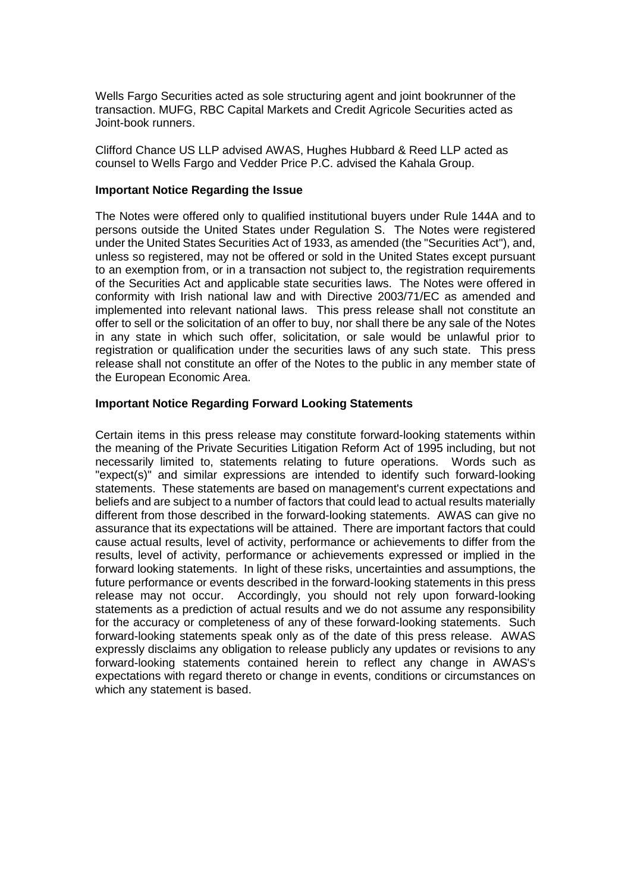Wells Fargo Securities acted as sole structuring agent and joint bookrunner of the transaction. MUFG, RBC Capital Markets and Credit Agricole Securities acted as Joint-book runners.

Clifford Chance US LLP advised AWAS, Hughes Hubbard & Reed LLP acted as counsel to Wells Fargo and Vedder Price P.C. advised the Kahala Group.

**Important Notice Regarding the Issue**

The Notes were offered only to qualified institutional buyers under Rule 144A and to persons outside the United States under Regulation S. The Notes were registered under the United States Securities Act of 1933, as amended (the "Securities Act"), and, unless so registered, may not be offered or sold in the United States except pursuant to an exemption from, or in a transaction not subject to, the registration requirements of the Securities Act and applicable state securities laws. The Notes were offered in conformity with Irish national law and with Directive 2003/71/EC as amended and implemented into relevant national laws. This press release shall not constitute an offer to sell or the solicitation of an offer to buy, nor shall there be any sale of the Notes in any state in which such offer, solicitation, or sale would be unlawful prior to registration or qualification under the securities laws of any such state. This press release shall not constitute an offer of the Notes to the public in any member state of the European Economic Area.

**Important Notice Regarding Forward Looking Statements**

Certain items in this press release may constitute forward-looking statements within the meaning of the Private Securities Litigation Reform Act of 1995 including, but not necessarily limited to, statements relating to future operations. Words such as "expect(s)" and similar expressions are intended to identify such forward-looking statements. These statements are based on management's current expectations and beliefs and are subject to a number of factors that could lead to actual results materially different from those described in the forward-looking statements. AWAS can give no assurance that its expectations will be attained. There are important factors that could cause actual results, level of activity, performance or achievements to differ from the results, level of activity, performance or achievements expressed or implied in the forward looking statements. In light of these risks, uncertainties and assumptions, the future performance or events described in the forward-looking statements in this press release may not occur. Accordingly, you should not rely upon forward-looking statements as a prediction of actual results and we do not assume any responsibility for the accuracy or completeness of any of these forward-looking statements. Such forward-looking statements speak only as of the date of this press release. AWAS expressly disclaims any obligation to release publicly any updates or revisions to any forward-looking statements contained herein to reflect any change in AWAS's expectations with regard thereto or change in events, conditions or circumstances on which any statement is based.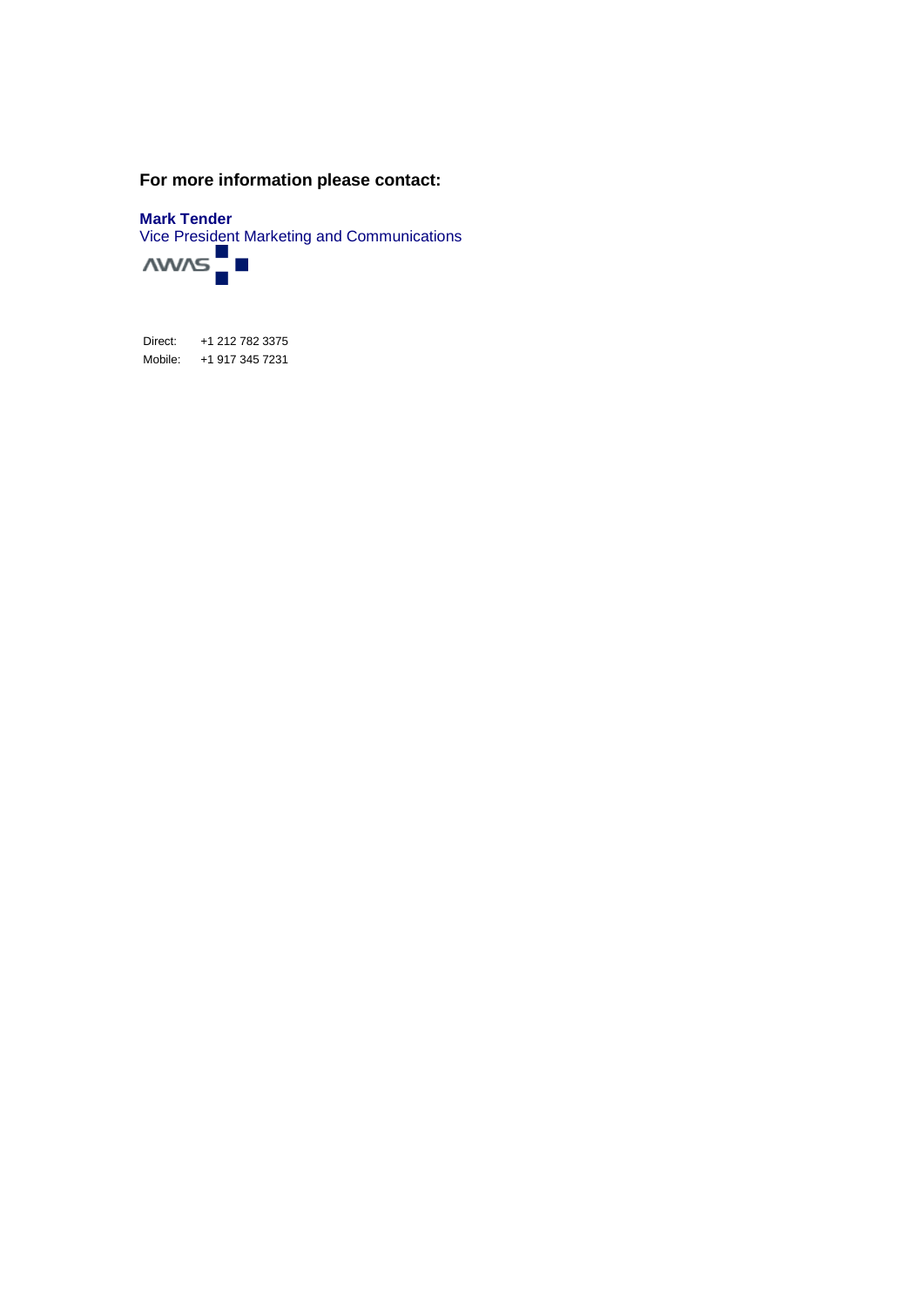**For more information please contact:**

**Mark Tender**
Vice President Marketing and Communications
AWAS

| | |
|---|---|
| Direct: | +1 212 782 3375 |
| Mobile: | +1 917 345 7231 |